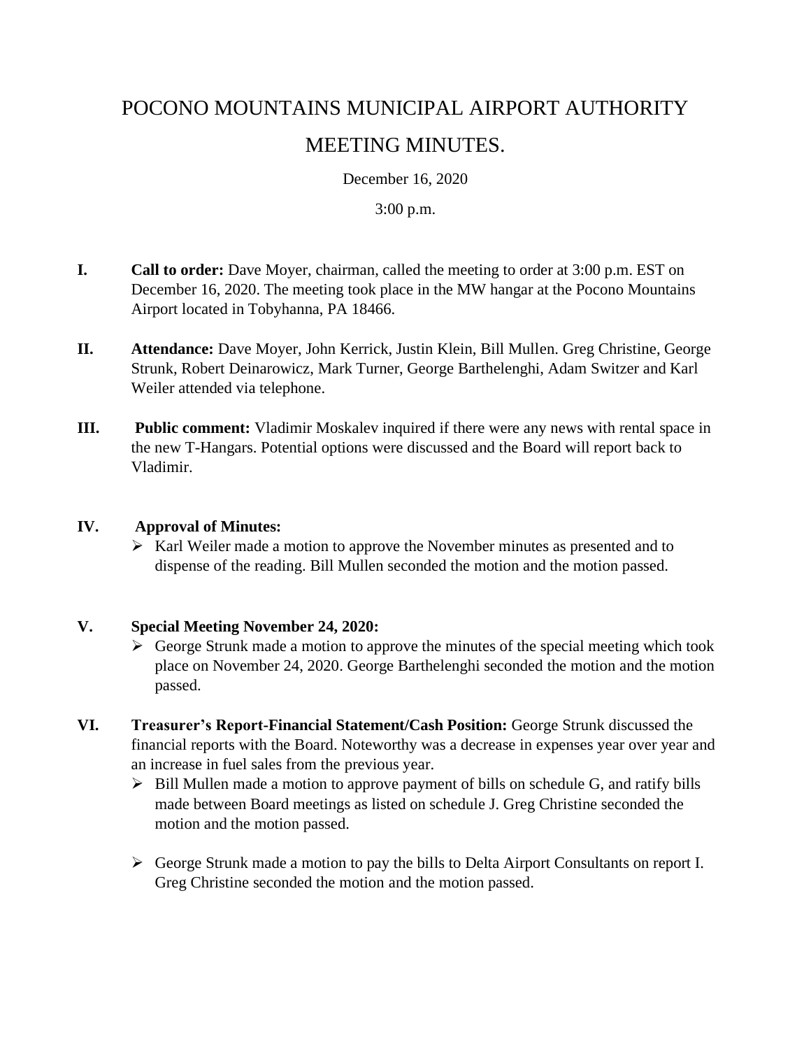# POCONO MOUNTAINS MUNICIPAL AIRPORT AUTHORITY

# MEETING MINUTES.

December 16, 2020

3:00 p.m.

**I. Call to order:** Dave Moyer, chairman, called the meeting to order at 3:00 p.m. EST on December 16, 2020. The meeting took place in the MW hangar at the Pocono Mountains Airport located in Tobyhanna, PA 18466.

**II. Attendance:** Dave Moyer, John Kerrick, Justin Klein, Bill Mullen. Greg Christine, George Strunk, Robert Deinarowicz, Mark Turner, George Barthelenghi, Adam Switzer and Karl Weiler attended via telephone.

**III. Public comment:** Vladimir Moskalev inquired if there were any news with rental space in the new T-Hangars. Potential options were discussed and the Board will report back to Vladimir.

**IV. Approval of Minutes:**

- Karl Weiler made a motion to approve the November minutes as presented and to dispense of the reading. Bill Mullen seconded the motion and the motion passed.

**V. Special Meeting November 24, 2020:**

- George Strunk made a motion to approve the minutes of the special meeting which took place on November 24, 2020. George Barthelenghi seconded the motion and the motion passed.

**VI. Treasurer's Report-Financial Statement/Cash Position:** George Strunk discussed the financial reports with the Board. Noteworthy was a decrease in expenses year over year and an increase in fuel sales from the previous year.

- Bill Mullen made a motion to approve payment of bills on schedule G, and ratify bills made between Board meetings as listed on schedule J. Greg Christine seconded the motion and the motion passed.
- George Strunk made a motion to pay the bills to Delta Airport Consultants on report I. Greg Christine seconded the motion and the motion passed.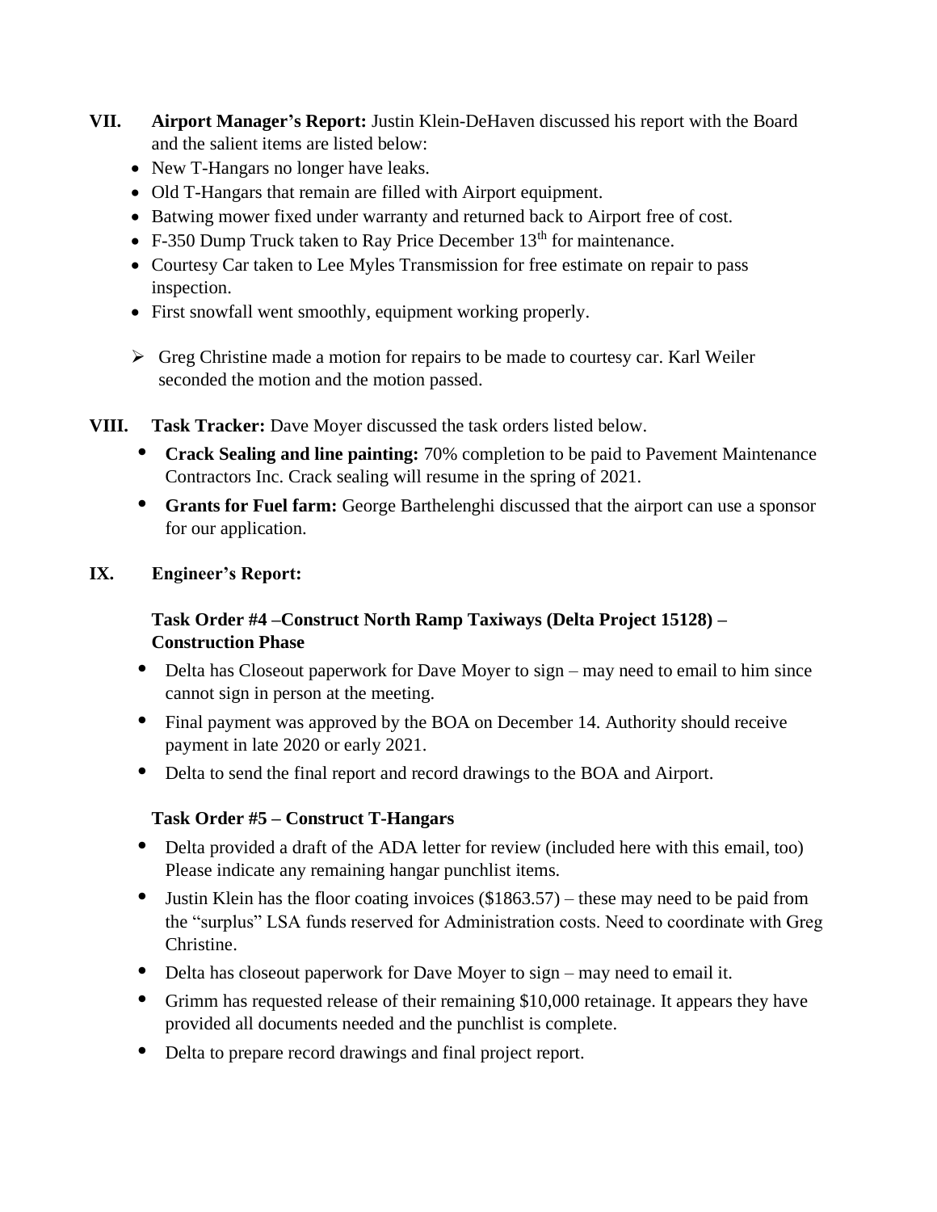**VII. Airport Manager's Report:** Justin Klein-DeHaven discussed his report with the Board and the salient items are listed below:

- New T-Hangars no longer have leaks.
- Old T-Hangars that remain are filled with Airport equipment.
- Batwing mower fixed under warranty and returned back to Airport free of cost.
- F-350 Dump Truck taken to Ray Price December 13th for maintenance.
- Courtesy Car taken to Lee Myles Transmission for free estimate on repair to pass inspection.
- First snowfall went smoothly, equipment working properly.

➢ Greg Christine made a motion for repairs to be made to courtesy car. Karl Weiler seconded the motion and the motion passed.

**VIII. Task Tracker:** Dave Moyer discussed the task orders listed below.

- **Crack Sealing and line painting:** 70% completion to be paid to Pavement Maintenance Contractors Inc. Crack sealing will resume in the spring of 2021.
- **Grants for Fuel farm:** George Barthelenghi discussed that the airport can use a sponsor for our application.

**IX. Engineer's Report:**

**Task Order #4 –Construct North Ramp Taxiways (Delta Project 15128) – Construction Phase**

- Delta has Closeout paperwork for Dave Moyer to sign – may need to email to him since cannot sign in person at the meeting.
- Final payment was approved by the BOA on December 14. Authority should receive payment in late 2020 or early 2021.
- Delta to send the final report and record drawings to the BOA and Airport.

**Task Order #5 – Construct T-Hangars**

- Delta provided a draft of the ADA letter for review (included here with this email, too) Please indicate any remaining hangar punchlist items.
- Justin Klein has the floor coating invoices ($1863.57) – these may need to be paid from the "surplus" LSA funds reserved for Administration costs. Need to coordinate with Greg Christine.
- Delta has closeout paperwork for Dave Moyer to sign – may need to email it.
- Grimm has requested release of their remaining $10,000 retainage. It appears they have provided all documents needed and the punchlist is complete.
- Delta to prepare record drawings and final project report.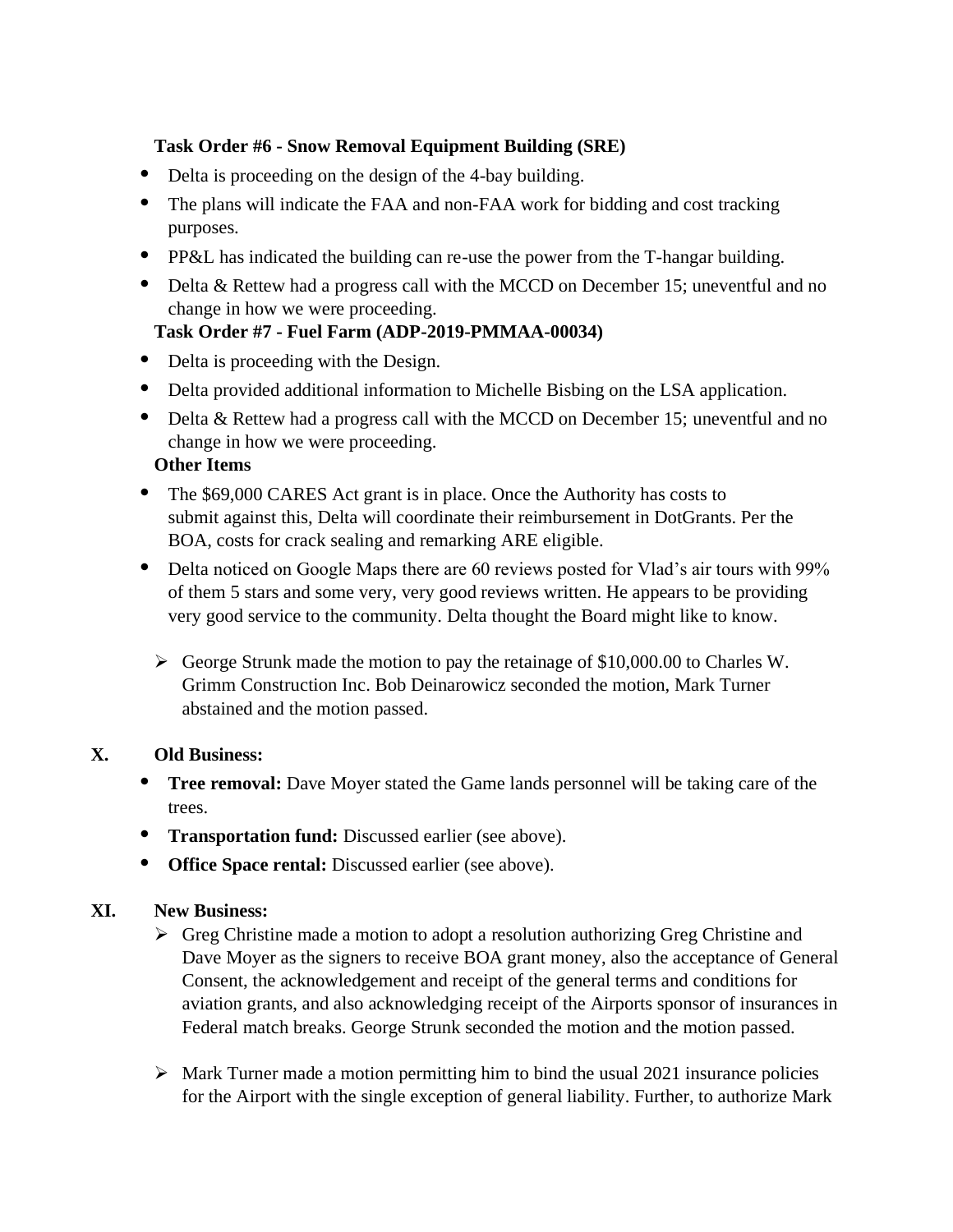**Task Order #6 - Snow Removal Equipment Building (SRE)**

- Delta is proceeding on the design of the 4-bay building.
- The plans will indicate the FAA and non-FAA work for bidding and cost tracking purposes.
- PP&L has indicated the building can re-use the power from the T-hangar building.
- Delta & Rettew had a progress call with the MCCD on December 15; uneventful and no change in how we were proceeding.

**Task Order #7 - Fuel Farm (ADP-2019-PMMAA-00034)**

- Delta is proceeding with the Design.
- Delta provided additional information to Michelle Bisbing on the LSA application.
- Delta & Rettew had a progress call with the MCCD on December 15; uneventful and no change in how we were proceeding.

**Other Items**

- The $69,000 CARES Act grant is in place. Once the Authority has costs to submit against this, Delta will coordinate their reimbursement in DotGrants. Per the BOA, costs for crack sealing and remarking ARE eligible.
- Delta noticed on Google Maps there are 60 reviews posted for Vlad's air tours with 99% of them 5 stars and some very, very good reviews written. He appears to be providing very good service to the community. Delta thought the Board might like to know.

  - George Strunk made the motion to pay the retainage of $10,000.00 to Charles W. Grimm Construction Inc. Bob Deinarowicz seconded the motion, Mark Turner abstained and the motion passed.

## X. Old Business:

- **Tree removal:** Dave Moyer stated the Game lands personnel will be taking care of the trees.
- **Transportation fund:** Discussed earlier (see above).
- **Office Space rental:** Discussed earlier (see above).

## XI. New Business:

- Greg Christine made a motion to adopt a resolution authorizing Greg Christine and Dave Moyer as the signers to receive BOA grant money, also the acceptance of General Consent, the acknowledgement and receipt of the general terms and conditions for aviation grants, and also acknowledging receipt of the Airports sponsor of insurances in Federal match breaks. George Strunk seconded the motion and the motion passed.

- Mark Turner made a motion permitting him to bind the usual 2021 insurance policies for the Airport with the single exception of general liability. Further, to authorize Mark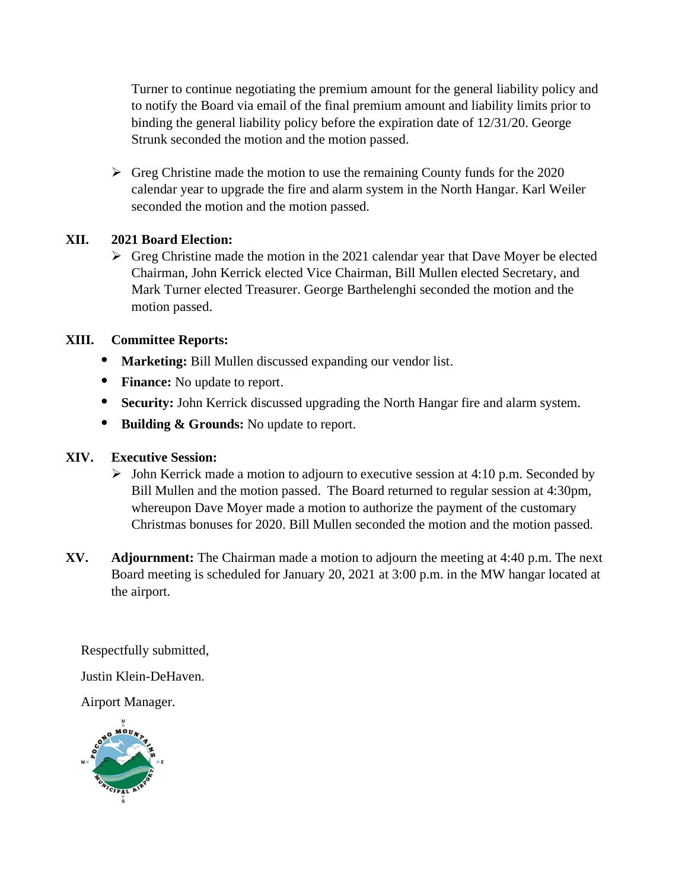Turner to continue negotiating the premium amount for the general liability policy and to notify the Board via email of the final premium amount and liability limits prior to binding the general liability policy before the expiration date of 12/31/20. George Strunk seconded the motion and the motion passed.

- Greg Christine made the motion to use the remaining County funds for the 2020 calendar year to upgrade the fire and alarm system in the North Hangar. Karl Weiler seconded the motion and the motion passed.

**XII. 2021 Board Election:**

- Greg Christine made the motion in the 2021 calendar year that Dave Moyer be elected Chairman, John Kerrick elected Vice Chairman, Bill Mullen elected Secretary, and Mark Turner elected Treasurer. George Barthelenghi seconded the motion and the motion passed.

**XIII. Committee Reports:**

- **Marketing:** Bill Mullen discussed expanding our vendor list.
- **Finance:** No update to report.
- **Security:** John Kerrick discussed upgrading the North Hangar fire and alarm system.
- **Building & Grounds:** No update to report.

**XIV. Executive Session:**

- John Kerrick made a motion to adjourn to executive session at 4:10 p.m. Seconded by Bill Mullen and the motion passed. The Board returned to regular session at 4:30pm, whereupon Dave Moyer made a motion to authorize the payment of the customary Christmas bonuses for 2020. Bill Mullen seconded the motion and the motion passed.

**XV. Adjournment:** The Chairman made a motion to adjourn the meeting at 4:40 p.m. The next Board meeting is scheduled for January 20, 2021 at 3:00 p.m. in the MW hangar located at the airport.

Respectfully submitted,

Justin Klein-DeHaven.

Airport Manager.